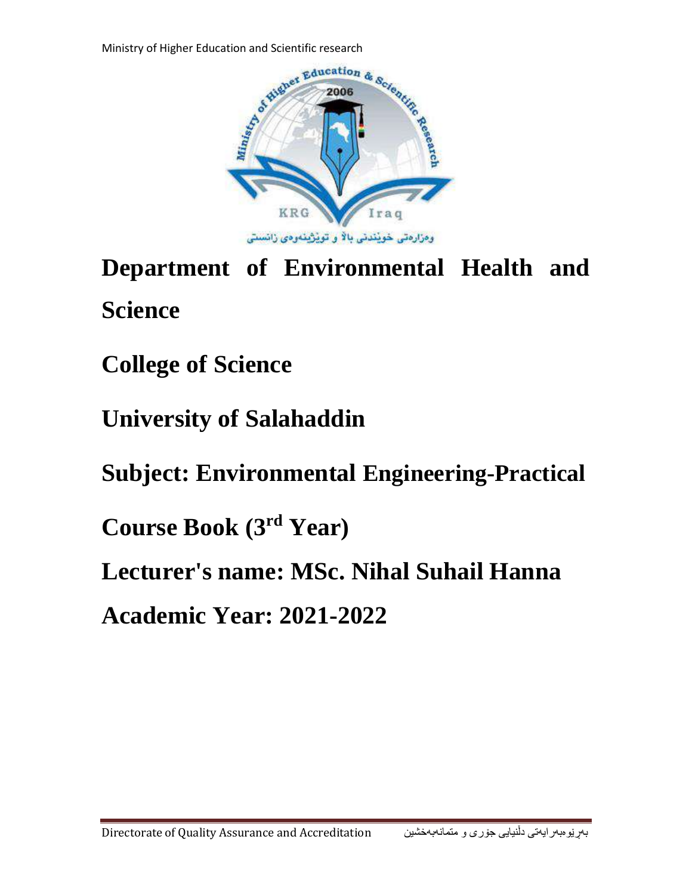Ministry of Higher Education and Scientific research

# Department of Environmental Health and Science

# College of Science

# University of Salahaddin

# Subject: Environmental Engineering-Practical

# Course Book (3rd Year)

# Lecturer's name: MSc. Nihal Suhail Hanna

# Academic Year: 2021-2022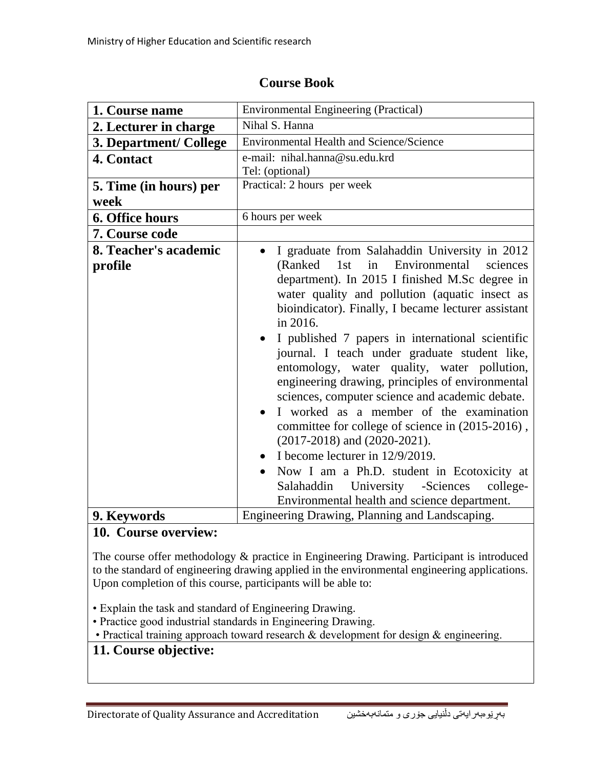# Course Book

| 1. Course name | Environmental Engineering (Practical) |
|---|---|
| 2. Lecturer in charge | Nihal S. Hanna |
| 3. Department/ College | Environmental Health and Science/Science |
| 4. Contact | e-mail: nihal.hanna@su.edu.krd<br>Tel: (optional) |
| 5. Time (in hours) per week | Practical: 2 hours per week |
| 6. Office hours | 6 hours per week |
| 7. Course code | |
| 8. Teacher's academic profile | • I graduate from Salahaddin University in 2012 (Ranked 1st in Environmental sciences department). In 2015 I finished M.Sc degree in water quality and pollution (aquatic insect as bioindicator). Finally, I became lecturer assistant in 2016.<br>• I published 7 papers in international scientific journal. I teach under graduate student like, entomology, water quality, water pollution, engineering drawing, principles of environmental sciences, computer science and academic debate.<br>• I worked as a member of the examination committee for college of science in (2015-2016), (2017-2018) and (2020-2021).<br>• I become lecturer in 12/9/2019.<br>• Now I am a Ph.D. student in Ecotoxicity at Salahaddin University -Sciences college-Environmental health and science department. |
| 9. Keywords | Engineering Drawing, Planning and Landscaping. |

## 10. Course overview:

The course offer methodology & practice in Engineering Drawing. Participant is introduced to the standard of engineering drawing applied in the environmental engineering applications. Upon completion of this course, participants will be able to:

- Explain the task and standard of Engineering Drawing.
- Practice good industrial standards in Engineering Drawing.
- Practical training approach toward research & development for design & engineering.

## 11. Course objective: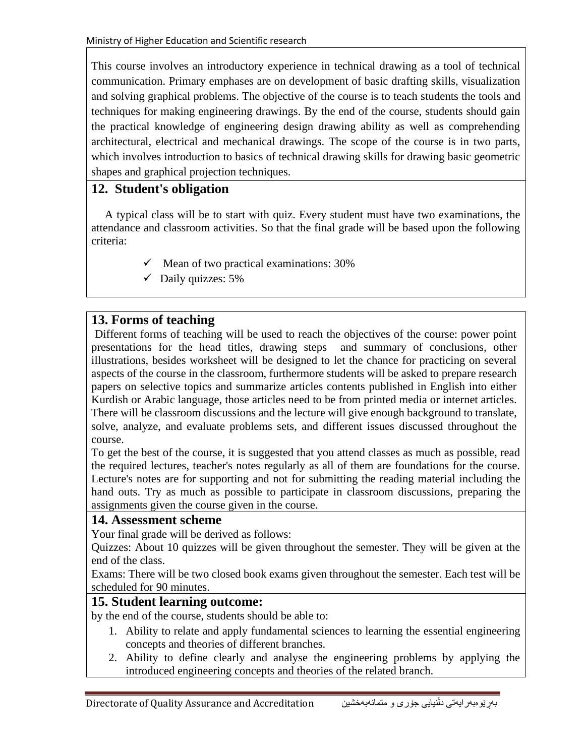This course involves an introductory experience in technical drawing as a tool of technical communication. Primary emphases are on development of basic drafting skills, visualization and solving graphical problems. The objective of the course is to teach students the tools and techniques for making engineering drawings. By the end of the course, students should gain the practical knowledge of engineering design drawing ability as well as comprehending architectural, electrical and mechanical drawings. The scope of the course is in two parts, which involves introduction to basics of technical drawing skills for drawing basic geometric shapes and graphical projection techniques.

## 12. Student's obligation

A typical class will be to start with quiz. Every student must have two examinations, the attendance and classroom activities. So that the final grade will be based upon the following criteria:

- ✓ Mean of two practical examinations: 30%
- ✓ Daily quizzes: 5%

## 13. Forms of teaching

Different forms of teaching will be used to reach the objectives of the course: power point presentations for the head titles, drawing steps and summary of conclusions, other illustrations, besides worksheet will be designed to let the chance for practicing on several aspects of the course in the classroom, furthermore students will be asked to prepare research papers on selective topics and summarize articles contents published in English into either Kurdish or Arabic language, those articles need to be from printed media or internet articles. There will be classroom discussions and the lecture will give enough background to translate, solve, analyze, and evaluate problems sets, and different issues discussed throughout the course.

To get the best of the course, it is suggested that you attend classes as much as possible, read the required lectures, teacher's notes regularly as all of them are foundations for the course. Lecture's notes are for supporting and not for submitting the reading material including the hand outs. Try as much as possible to participate in classroom discussions, preparing the assignments given the course given in the course.

## 14. Assessment scheme

Your final grade will be derived as follows:

Quizzes: About 10 quizzes will be given throughout the semester. They will be given at the end of the class.

Exams: There will be two closed book exams given throughout the semester. Each test will be scheduled for 90 minutes.

## 15. Student learning outcome:

by the end of the course, students should be able to:

1. Ability to relate and apply fundamental sciences to learning the essential engineering concepts and theories of different branches.
2. Ability to define clearly and analyse the engineering problems by applying the introduced engineering concepts and theories of the related branch.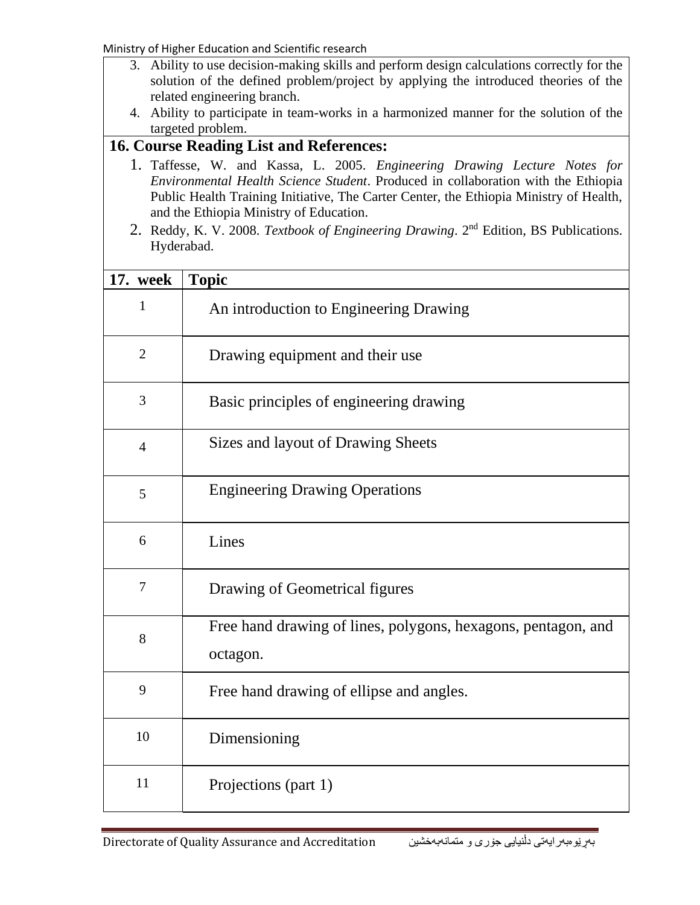3. Ability to use decision-making skills and perform design calculations correctly for the solution of the defined problem/project by applying the introduced theories of the related engineering branch.
4. Ability to participate in team-works in a harmonized manner for the solution of the targeted problem.

## 16. Course Reading List and References:

1. Taffesse, W. and Kassa, L. 2005. *Engineering Drawing Lecture Notes for Environmental Health Science Student*. Produced in collaboration with the Ethiopia Public Health Training Initiative, The Carter Center, the Ethiopia Ministry of Health, and the Ethiopia Ministry of Education.
2. Reddy, K. V. 2008. *Textbook of Engineering Drawing*. 2nd Edition, BS Publications. Hyderabad.

| 17. week | Topic |
|---|---|
| 1 | An introduction to Engineering Drawing |
| 2 | Drawing equipment and their use |
| 3 | Basic principles of engineering drawing |
| 4 | Sizes and layout of Drawing Sheets |
| 5 | Engineering Drawing Operations |
| 6 | Lines |
| 7 | Drawing of Geometrical figures |
| 8 | Free hand drawing of lines, polygons, hexagons, pentagon, and octagon. |
| 9 | Free hand drawing of ellipse and angles. |
| 10 | Dimensioning |
| 11 | Projections (part 1) |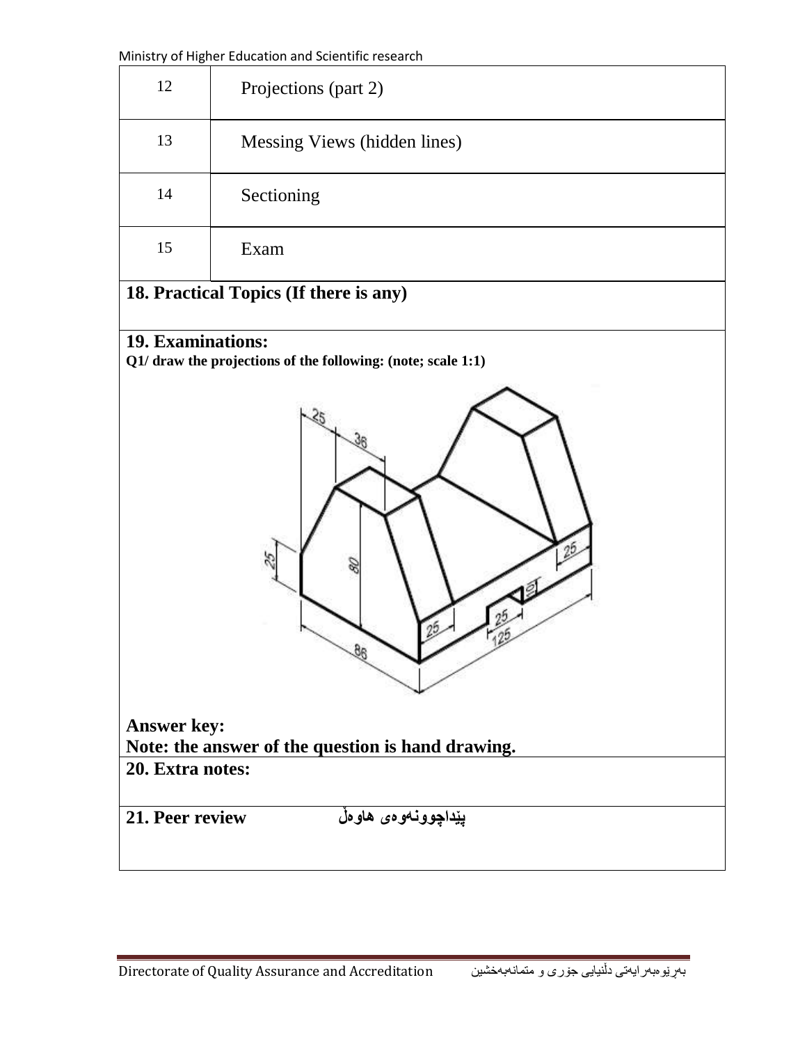| | |
|---|---|
| 12 | Projections (part 2) |
| 13 | Messing Views (hidden lines) |
| 14 | Sectioning |
| 15 | Exam |

**18. Practical Topics (If there is any)**

**19. Examinations:**

**Q1/ draw the projections of the following: (note; scale 1:1)**

25
36
25
80
25
10
25
25
125
86

**Answer key:**

**Note: the answer of the question is hand drawing.**

**20. Extra notes:**

**21. Peer review** **پێداچوونەوەی هاوەڵ**